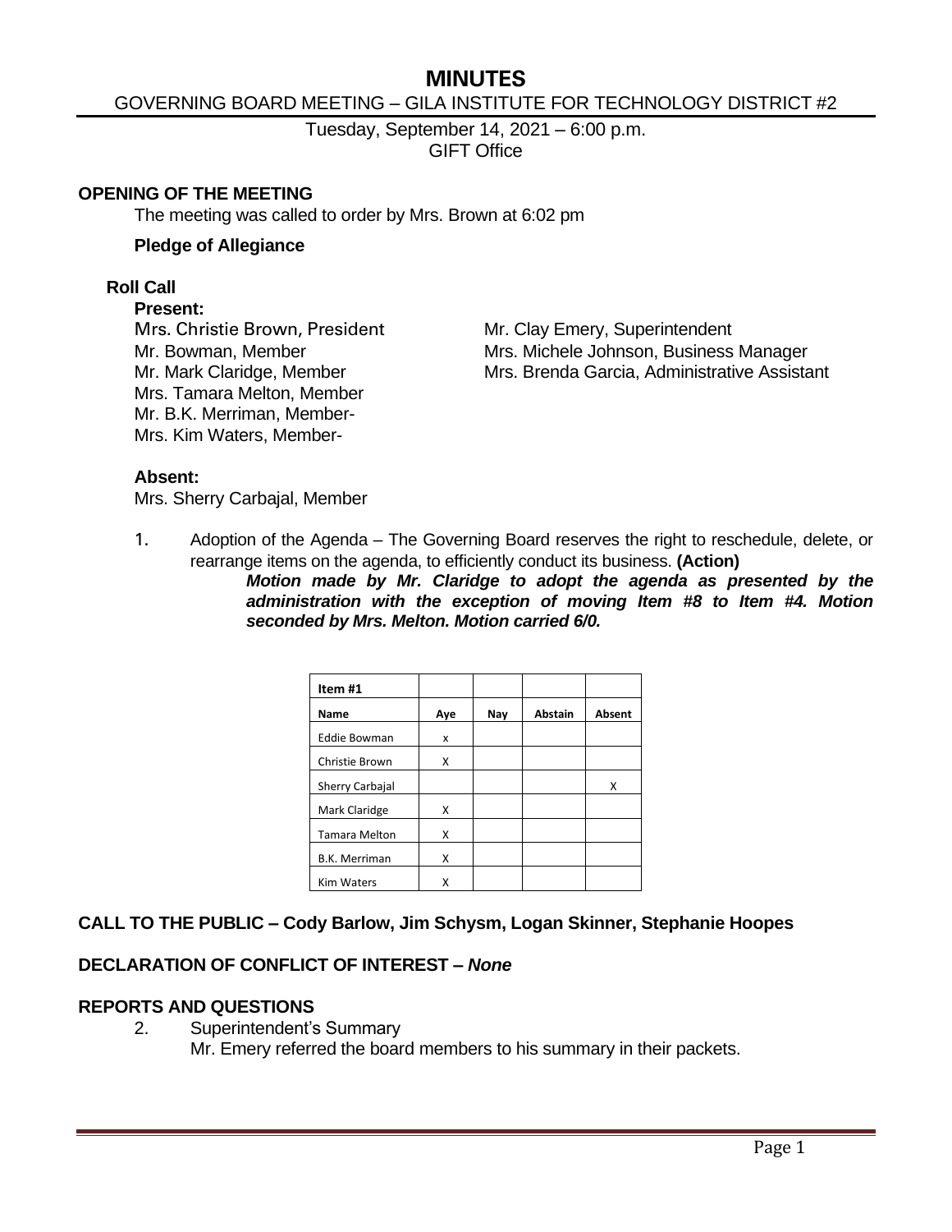# MINUTES

## GOVERNING BOARD MEETING – GILA INSTITUTE FOR TECHNOLOGY DISTRICT #2

Tuesday, September 14, 2021 – 6:00 p.m.
GIFT Office

### OPENING OF THE MEETING

The meeting was called to order by Mrs. Brown at 6:02 pm

**Pledge of Allegiance**

**Roll Call**

**Present:**

Mrs. Christie Brown, President
Mr. Bowman, Member
Mr. Mark Claridge, Member
Mrs. Tamara Melton, Member
Mr. B.K. Merriman, Member-
Mrs. Kim Waters, Member-

Mr. Clay Emery, Superintendent
Mrs. Michele Johnson, Business Manager
Mrs. Brenda Garcia, Administrative Assistant

**Absent:**

Mrs. Sherry Carbajal, Member

1. Adoption of the Agenda – The Governing Board reserves the right to reschedule, delete, or rearrange items on the agenda, to efficiently conduct its business. **(Action)**

   ***Motion made by Mr. Claridge to adopt the agenda as presented by the administration with the exception of moving Item #8 to Item #4. Motion seconded by Mrs. Melton. Motion carried 6/0.***

| Item #1 | | | | |
|---|---|---|---|---|
| **Name** | **Aye** | **Nay** | **Abstain** | **Absent** |
| Eddie Bowman | x | | | |
| Christie Brown | X | | | |
| Sherry Carbajal | | | | X |
| Mark Claridge | X | | | |
| Tamara Melton | X | | | |
| B.K. Merriman | X | | | |
| Kim Waters | X | | | |

### CALL TO THE PUBLIC – Cody Barlow, Jim Schysm, Logan Skinner, Stephanie Hoopes

### DECLARATION OF CONFLICT OF INTEREST – *None*

### REPORTS AND QUESTIONS

2. Superintendent's Summary
   Mr. Emery referred the board members to his summary in their packets.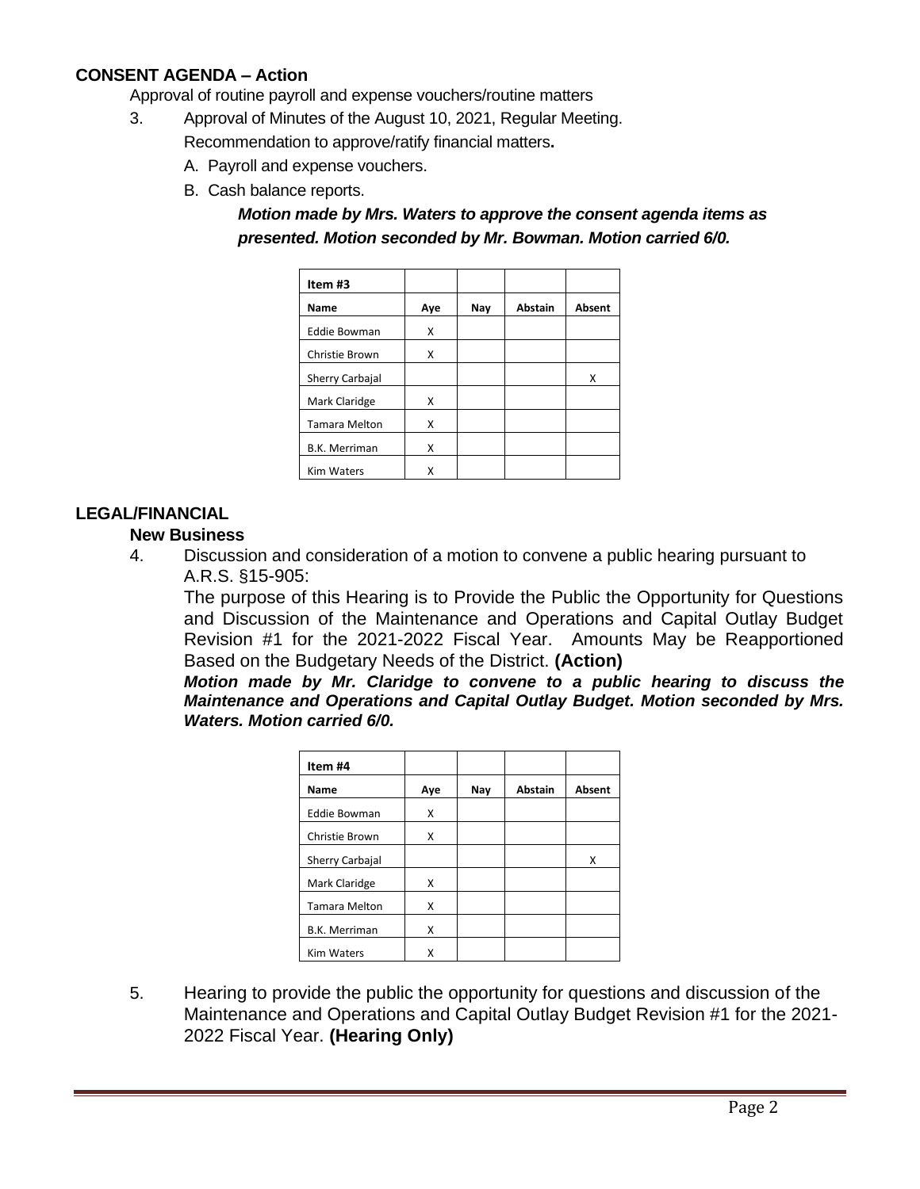## CONSENT AGENDA – Action

Approval of routine payroll and expense vouchers/routine matters

3. Approval of Minutes of the August 10, 2021, Regular Meeting.

   Recommendation to approve/ratify financial matters**.**

   A. Payroll and expense vouchers.

   B. Cash balance reports.

   ***Motion made by Mrs. Waters to approve the consent agenda items as presented. Motion seconded by Mr. Bowman. Motion carried 6/0.***

| Item #3 | | | | |
|---|---|---|---|---|
| **Name** | **Aye** | **Nay** | **Abstain** | **Absent** |
| Eddie Bowman | X | | | |
| Christie Brown | X | | | |
| Sherry Carbajal | | | | X |
| Mark Claridge | X | | | |
| Tamara Melton | X | | | |
| B.K. Merriman | X | | | |
| Kim Waters | X | | | |

## LEGAL/FINANCIAL

### New Business

4. Discussion and consideration of a motion to convene a public hearing pursuant to A.R.S. §15-905:

   The purpose of this Hearing is to Provide the Public the Opportunity for Questions and Discussion of the Maintenance and Operations and Capital Outlay Budget Revision #1 for the 2021-2022 Fiscal Year. Amounts May be Reapportioned Based on the Budgetary Needs of the District. **(Action)**

   ***Motion made by Mr. Claridge to convene to a public hearing to discuss the Maintenance and Operations and Capital Outlay Budget. Motion seconded by Mrs. Waters. Motion carried 6/0.***

| Item #4 | | | | |
|---|---|---|---|---|
| **Name** | **Aye** | **Nay** | **Abstain** | **Absent** |
| Eddie Bowman | X | | | |
| Christie Brown | X | | | |
| Sherry Carbajal | | | | X |
| Mark Claridge | X | | | |
| Tamara Melton | X | | | |
| B.K. Merriman | X | | | |
| Kim Waters | X | | | |

5. Hearing to provide the public the opportunity for questions and discussion of the Maintenance and Operations and Capital Outlay Budget Revision #1 for the 2021-2022 Fiscal Year. **(Hearing Only)**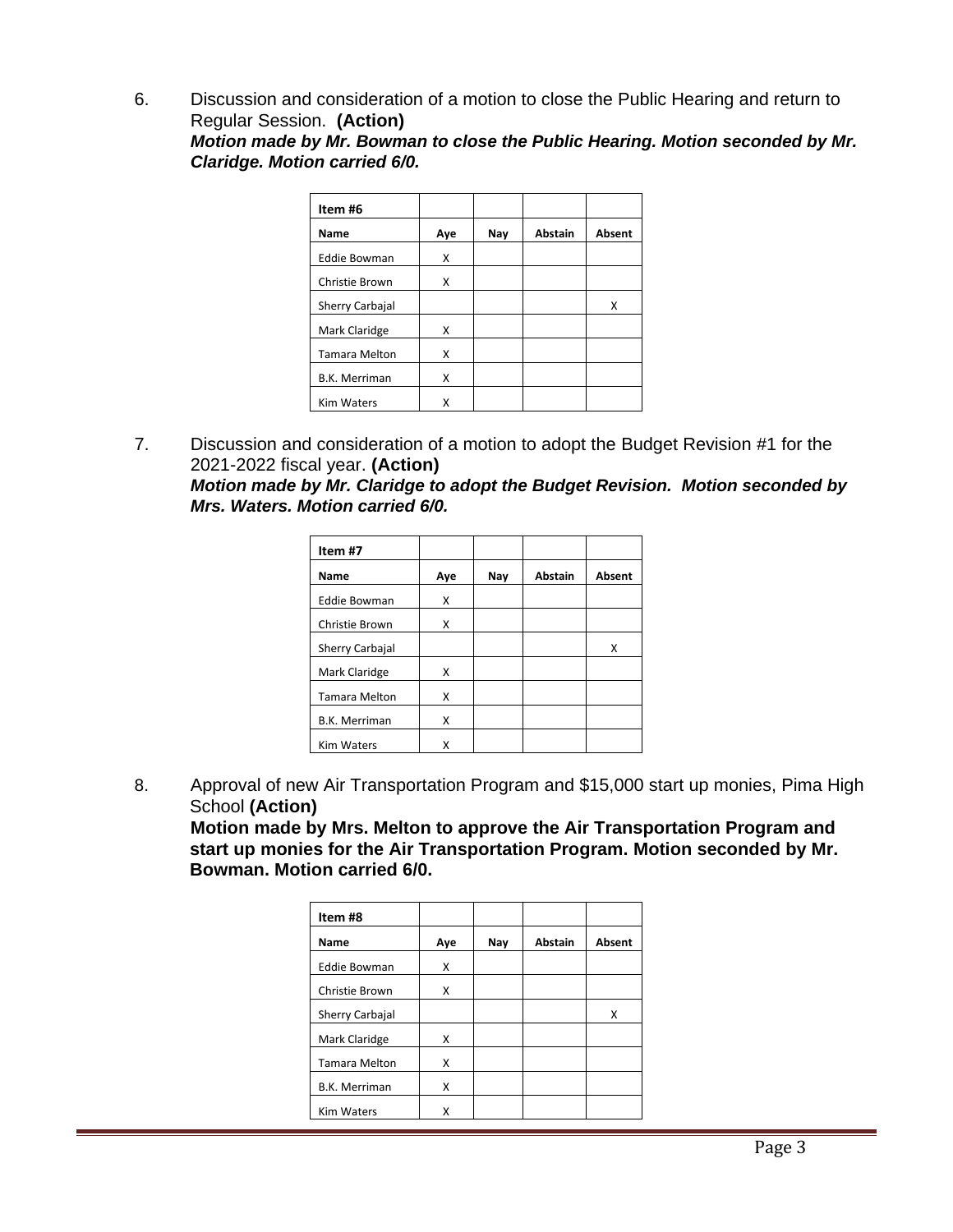6. Discussion and consideration of a motion to close the Public Hearing and return to Regular Session. **(Action)**
   ***Motion made by Mr. Bowman to close the Public Hearing. Motion seconded by Mr. Claridge. Motion carried 6/0.***

| Item #6 | | | | |
|---|---|---|---|---|
| **Name** | **Aye** | **Nay** | **Abstain** | **Absent** |
| Eddie Bowman | X | | | |
| Christie Brown | X | | | |
| Sherry Carbajal | | | | X |
| Mark Claridge | X | | | |
| Tamara Melton | X | | | |
| B.K. Merriman | X | | | |
| Kim Waters | X | | | |

7. Discussion and consideration of a motion to adopt the Budget Revision #1 for the 2021-2022 fiscal year. **(Action)**
   ***Motion made by Mr. Claridge to adopt the Budget Revision. Motion seconded by Mrs. Waters. Motion carried 6/0.***

| Item #7 | | | | |
|---|---|---|---|---|
| **Name** | **Aye** | **Nay** | **Abstain** | **Absent** |
| Eddie Bowman | X | | | |
| Christie Brown | X | | | |
| Sherry Carbajal | | | | X |
| Mark Claridge | X | | | |
| Tamara Melton | X | | | |
| B.K. Merriman | X | | | |
| Kim Waters | X | | | |

8. Approval of new Air Transportation Program and $15,000 start up monies, Pima High School **(Action)**
   **Motion made by Mrs. Melton to approve the Air Transportation Program and start up monies for the Air Transportation Program. Motion seconded by Mr. Bowman. Motion carried 6/0.**

| Item #8 | | | | |
|---|---|---|---|---|
| **Name** | **Aye** | **Nay** | **Abstain** | **Absent** |
| Eddie Bowman | X | | | |
| Christie Brown | X | | | |
| Sherry Carbajal | | | | X |
| Mark Claridge | X | | | |
| Tamara Melton | X | | | |
| B.K. Merriman | X | | | |
| Kim Waters | X | | | |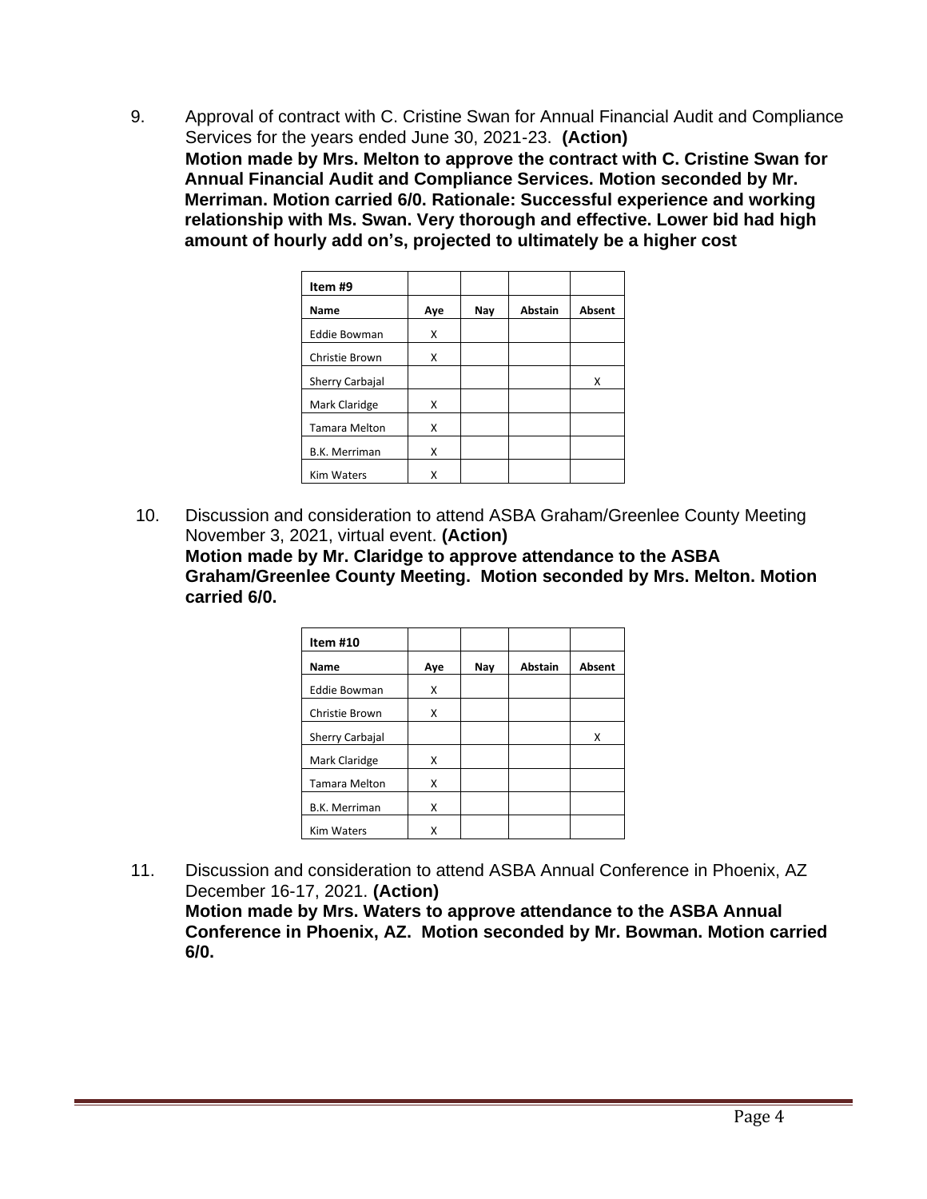9. Approval of contract with C. Cristine Swan for Annual Financial Audit and Compliance Services for the years ended June 30, 2021-23. **(Action)**
   **Motion made by Mrs. Melton to approve the contract with C. Cristine Swan for Annual Financial Audit and Compliance Services. Motion seconded by Mr. Merriman. Motion carried 6/0. Rationale: Successful experience and working relationship with Ms. Swan. Very thorough and effective. Lower bid had high amount of hourly add on's, projected to ultimately be a higher cost**

| Item #9 | | | | |
|---|---|---|---|---|
| **Name** | **Aye** | **Nay** | **Abstain** | **Absent** |
| Eddie Bowman | X | | | |
| Christie Brown | X | | | |
| Sherry Carbajal | | | | X |
| Mark Claridge | X | | | |
| Tamara Melton | X | | | |
| B.K. Merriman | X | | | |
| Kim Waters | X | | | |

10. Discussion and consideration to attend ASBA Graham/Greenlee County Meeting November 3, 2021, virtual event. **(Action)**
    **Motion made by Mr. Claridge to approve attendance to the ASBA Graham/Greenlee County Meeting. Motion seconded by Mrs. Melton. Motion carried 6/0.**

| Item #10 | | | | |
|---|---|---|---|---|
| **Name** | **Aye** | **Nay** | **Abstain** | **Absent** |
| Eddie Bowman | X | | | |
| Christie Brown | X | | | |
| Sherry Carbajal | | | | X |
| Mark Claridge | X | | | |
| Tamara Melton | X | | | |
| B.K. Merriman | X | | | |
| Kim Waters | X | | | |

11. Discussion and consideration to attend ASBA Annual Conference in Phoenix, AZ December 16-17, 2021. **(Action)**
    **Motion made by Mrs. Waters to approve attendance to the ASBA Annual Conference in Phoenix, AZ. Motion seconded by Mr. Bowman. Motion carried 6/0.**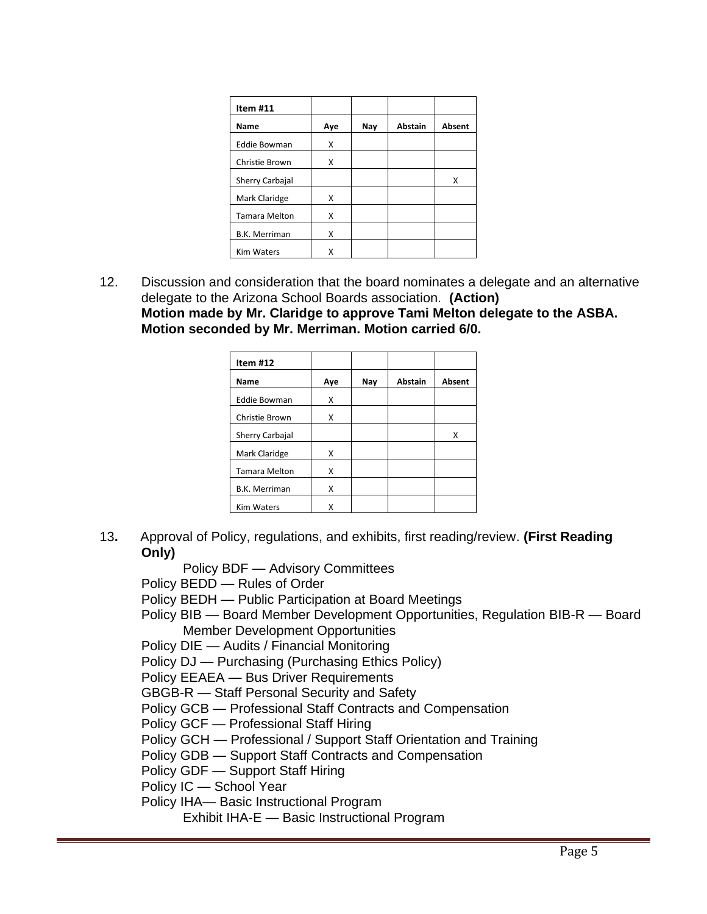| Item #11 | | | | |
|---|---|---|---|---|
| Name | Aye | Nay | Abstain | Absent |
| Eddie Bowman | X | | | |
| Christie Brown | X | | | |
| Sherry Carbajal | | | | X |
| Mark Claridge | X | | | |
| Tamara Melton | X | | | |
| B.K. Merriman | X | | | |
| Kim Waters | X | | | |

12. Discussion and consideration that the board nominates a delegate and an alternative delegate to the Arizona School Boards association. **(Action)**
**Motion made by Mr. Claridge to approve Tami Melton delegate to the ASBA. Motion seconded by Mr. Merriman. Motion carried 6/0.**

| Item #12 | | | | |
|---|---|---|---|---|
| Name | Aye | Nay | Abstain | Absent |
| Eddie Bowman | X | | | |
| Christie Brown | X | | | |
| Sherry Carbajal | | | | X |
| Mark Claridge | X | | | |
| Tamara Melton | X | | | |
| B.K. Merriman | X | | | |
| Kim Waters | X | | | |

13. Approval of Policy, regulations, and exhibits, first reading/review. **(First Reading Only)**

Policy BDF — Advisory Committees
Policy BEDD — Rules of Order
Policy BEDH — Public Participation at Board Meetings
Policy BIB — Board Member Development Opportunities, Regulation BIB-R — Board Member Development Opportunities
Policy DIE — Audits / Financial Monitoring
Policy DJ — Purchasing (Purchasing Ethics Policy)
Policy EEAEA — Bus Driver Requirements
GBGB-R — Staff Personal Security and Safety
Policy GCB — Professional Staff Contracts and Compensation
Policy GCF — Professional Staff Hiring
Policy GCH — Professional / Support Staff Orientation and Training
Policy GDB — Support Staff Contracts and Compensation
Policy GDF — Support Staff Hiring
Policy IC — School Year
Policy IHA— Basic Instructional Program
Exhibit IHA-E — Basic Instructional Program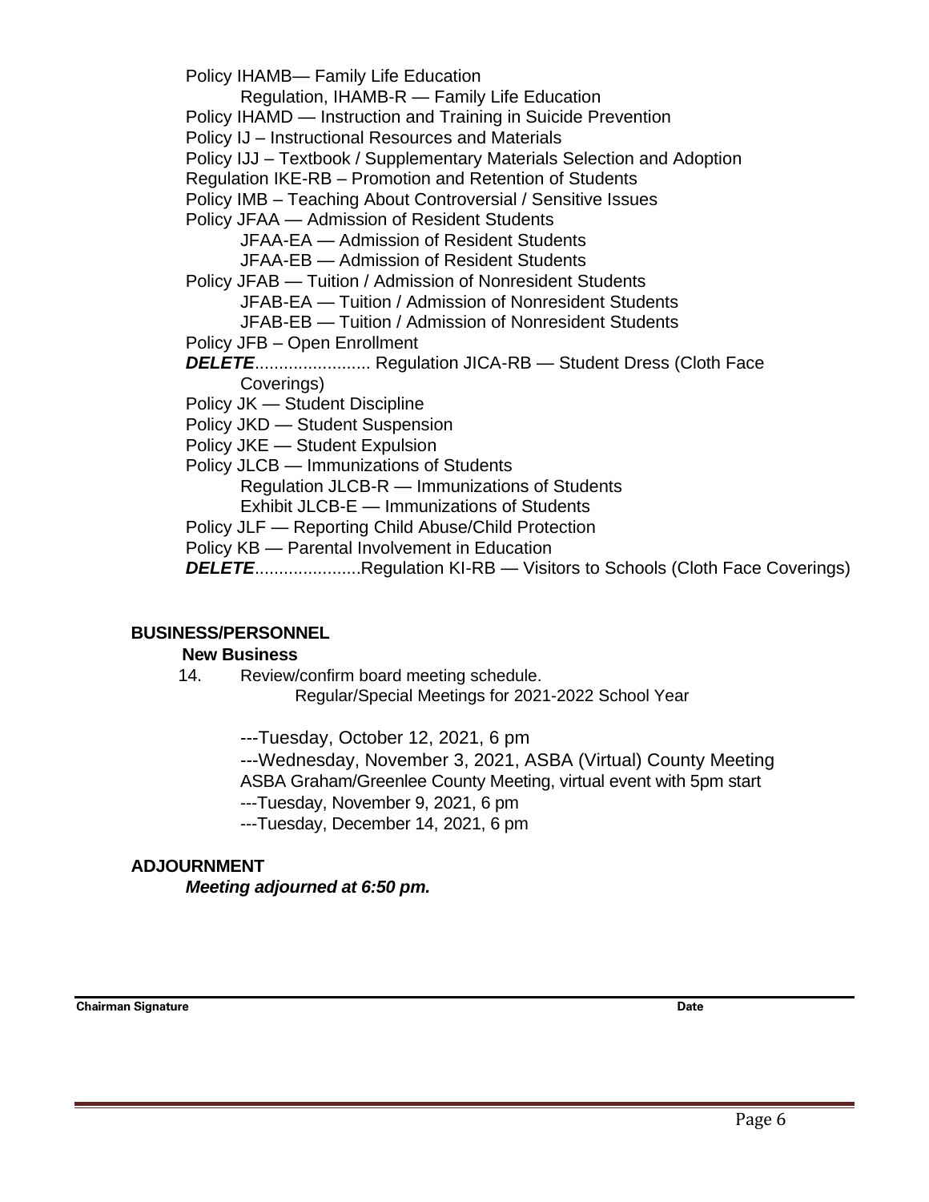- Policy IHAMB— Family Life Education
  - Regulation, IHAMB-R — Family Life Education
- Policy IHAMD — Instruction and Training in Suicide Prevention
- Policy IJ – Instructional Resources and Materials
- Policy IJJ – Textbook / Supplementary Materials Selection and Adoption
- Regulation IKE-RB – Promotion and Retention of Students
- Policy IMB – Teaching About Controversial / Sensitive Issues
- Policy JFAA — Admission of Resident Students
  - JFAA-EA — Admission of Resident Students
  - JFAA-EB — Admission of Resident Students
- Policy JFAB — Tuition / Admission of Nonresident Students
  - JFAB-EA — Tuition / Admission of Nonresident Students
  - JFAB-EB — Tuition / Admission of Nonresident Students
- Policy JFB – Open Enrollment
- ***DELETE***........................ Regulation JICA-RB — Student Dress (Cloth Face Coverings)
- Policy JK — Student Discipline
- Policy JKD — Student Suspension
- Policy JKE — Student Expulsion
- Policy JLCB — Immunizations of Students
  - Regulation JLCB-R — Immunizations of Students
  - Exhibit JLCB-E — Immunizations of Students
- Policy JLF — Reporting Child Abuse/Child Protection
- Policy KB — Parental Involvement in Education
- ***DELETE***......................Regulation KI-RB — Visitors to Schools (Cloth Face Coverings)

**BUSINESS/PERSONNEL**

**New Business**

14. Review/confirm board meeting schedule.
    Regular/Special Meetings for 2021-2022 School Year

    ---Tuesday, October 12, 2021, 6 pm
    ---Wednesday, November 3, 2021, ASBA (Virtual) County Meeting
    ASBA Graham/Greenlee County Meeting, virtual event with 5pm start
    ---Tuesday, November 9, 2021, 6 pm
    ---Tuesday, December 14, 2021, 6 pm

**ADJOURNMENT**

***Meeting adjourned at 6:50 pm.***

**Chairman Signature** **Date**